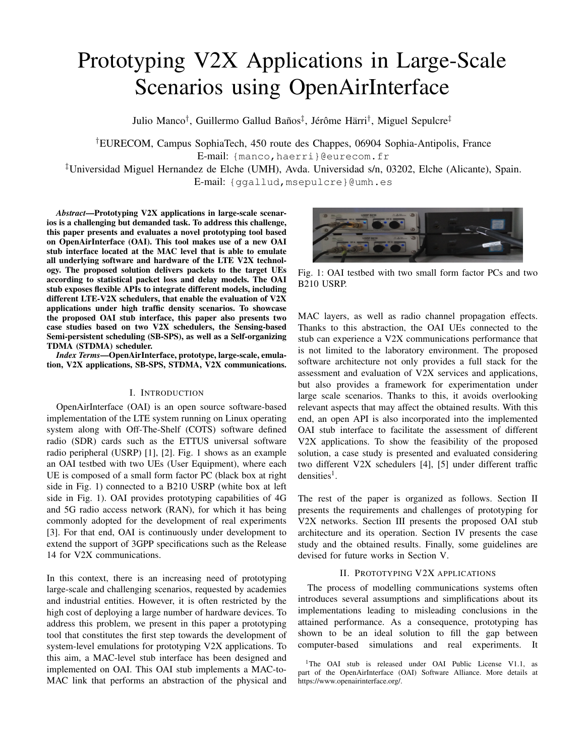# Prototyping V2X Applications in Large-Scale Scenarios using OpenAirInterface

Julio Manco[†], Guillermo Gallud Baños[‡], Jérôme Härri[†], Miguel Sepulcre[‡]

[†]EURECOM, Campus SophiaTech, 450 route des Chappes, 06904 Sophia-Antipolis, France
E-mail: {manco,haerri}@eurecom.fr

[‡]Universidad Miguel Hernandez de Elche (UMH), Avda. Universidad s/n, 03202, Elche (Alicante), Spain.
E-mail: {ggallud,msepulcre}@umh.es

***Abstract*—Prototyping V2X applications in large-scale scenarios is a challenging but demanded task. To address this challenge, this paper presents and evaluates a novel prototyping tool based on OpenAirInterface (OAI). This tool makes use of a new OAI stub interface located at the MAC level that is able to emulate all underlying software and hardware of the LTE V2X technology. The proposed solution delivers packets to the target UEs according to statistical packet loss and delay models. The OAI stub exposes flexible APIs to integrate different models, including different LTE-V2X schedulers, that enable the evaluation of V2X applications under high traffic density scenarios. To showcase the proposed OAI stub interface, this paper also presents two case studies based on two V2X schedulers, the Sensing-based Semi-persistent scheduling (SB-SPS), as well as a Self-organizing TDMA (STDMA) scheduler.**

***Index Terms*—OpenAirInterface, prototype, large-scale, emulation, V2X applications, SB-SPS, STDMA, V2X communications.**

## I. Introduction

OpenAirInterface (OAI) is an open source software-based implementation of the LTE system running on Linux operating system along with Off-The-Shelf (COTS) software defined radio (SDR) cards such as the ETTUS universal software radio peripheral (USRP) [1], [2]. Fig. 1 shows as an example an OAI testbed with two UEs (User Equipment), where each UE is composed of a small form factor PC (black box at right side in Fig. 1) connected to a B210 USRP (white box at left side in Fig. 1). OAI provides prototyping capabilities of 4G and 5G radio access network (RAN), for which it has being commonly adopted for the development of real experiments [3]. For that end, OAI is continuously under development to extend the support of 3GPP specifications such as the Release 14 for V2X communications.

In this context, there is an increasing need of prototyping large-scale and challenging scenarios, requested by academies and industrial entities. However, it is often restricted by the high cost of deploying a large number of hardware devices. To address this problem, we present in this paper a prototyping tool that constitutes the first step towards the development of system-level emulations for prototyping V2X applications. To this aim, a MAC-level stub interface has been designed and implemented on OAI. This OAI stub implements a MAC-to-MAC link that performs an abstraction of the physical and MAC layers, as well as radio channel propagation effects. Thanks to this abstraction, the OAI UEs connected to the stub can experience a V2X communications performance that is not limited to the laboratory environment. The proposed software architecture not only provides a full stack for the assessment and evaluation of V2X services and applications, but also provides a framework for experimentation under large scale scenarios. Thanks to this, it avoids overlooking relevant aspects that may affect the obtained results. With this end, an open API is also incorporated into the implemented OAI stub interface to facilitate the assessment of different V2X applications. To show the feasibility of the proposed solution, a case study is presented and evaluated considering two different V2X schedulers [4], [5] under different traffic densities[1].

Fig. 1: OAI testbed with two small form factor PCs and two B210 USRP.

The rest of the paper is organized as follows. Section II presents the requirements and challenges of prototyping for V2X networks. Section III presents the proposed OAI stub architecture and its operation. Section IV presents the case study and the obtained results. Finally, some guidelines are devised for future works in Section V.

## II. Prototyping V2X applications

The process of modelling communications systems often introduces several assumptions and simplifications about its implementations leading to misleading conclusions in the attained performance. As a consequence, prototyping has shown to be an ideal solution to fill the gap between computer-based simulations and real experiments. It

[1]The OAI stub is released under OAI Public License V1.1, as part of the OpenAirInterface (OAI) Software Alliance. More details at https://www.openairinterface.org/.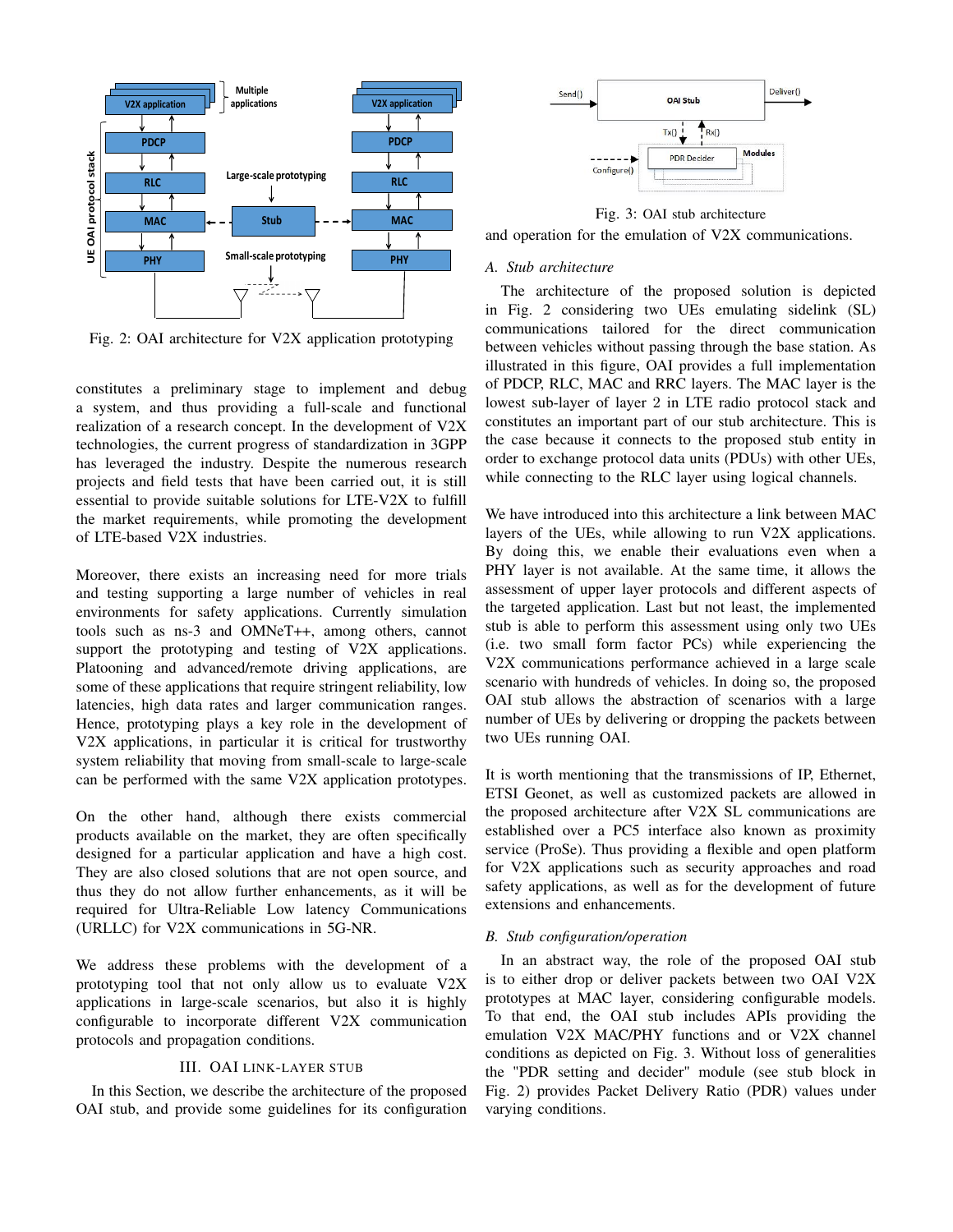Fig. 2: OAI architecture for V2X application prototyping

constitutes a preliminary stage to implement and debug a system, and thus providing a full-scale and functional realization of a research concept. In the development of V2X technologies, the current progress of standardization in 3GPP has leveraged the industry. Despite the numerous research projects and field tests that have been carried out, it is still essential to provide suitable solutions for LTE-V2X to fulfill the market requirements, while promoting the development of LTE-based V2X industries.

Moreover, there exists an increasing need for more trials and testing supporting a large number of vehicles in real environments for safety applications. Currently simulation tools such as ns-3 and OMNeT++, among others, cannot support the prototyping and testing of V2X applications. Platooning and advanced/remote driving applications, are some of these applications that require stringent reliability, low latencies, high data rates and larger communication ranges. Hence, prototyping plays a key role in the development of V2X applications, in particular it is critical for trustworthy system reliability that moving from small-scale to large-scale can be performed with the same V2X application prototypes.

On the other hand, although there exists commercial products available on the market, they are often specifically designed for a particular application and have a high cost. They are also closed solutions that are not open source, and thus they do not allow further enhancements, as it will be required for Ultra-Reliable Low latency Communications (URLLC) for V2X communications in 5G-NR.

We address these problems with the development of a prototyping tool that not only allow us to evaluate V2X applications in large-scale scenarios, but also it is highly configurable to incorporate different V2X communication protocols and propagation conditions.

## III. OAI LINK-LAYER STUB

In this Section, we describe the architecture of the proposed OAI stub, and provide some guidelines for its configuration and operation for the emulation of V2X communications.

Fig. 3: OAI stub architecture

### A. Stub architecture

The architecture of the proposed solution is depicted in Fig. 2 considering two UEs emulating sidelink (SL) communications tailored for the direct communication between vehicles without passing through the base station. As illustrated in this figure, OAI provides a full implementation of PDCP, RLC, MAC and RRC layers. The MAC layer is the lowest sub-layer of layer 2 in LTE radio protocol stack and constitutes an important part of our stub architecture. This is the case because it connects to the proposed stub entity in order to exchange protocol data units (PDUs) with other UEs, while connecting to the RLC layer using logical channels.

We have introduced into this architecture a link between MAC layers of the UEs, while allowing to run V2X applications. By doing this, we enable their evaluations even when a PHY layer is not available. At the same time, it allows the assessment of upper layer protocols and different aspects of the targeted application. Last but not least, the implemented stub is able to perform this assessment using only two UEs (i.e. two small form factor PCs) while experiencing the V2X communications performance achieved in a large scale scenario with hundreds of vehicles. In doing so, the proposed OAI stub allows the abstraction of scenarios with a large number of UEs by delivering or dropping the packets between two UEs running OAI.

It is worth mentioning that the transmissions of IP, Ethernet, ETSI Geonet, as well as customized packets are allowed in the proposed architecture after V2X SL communications are established over a PC5 interface also known as proximity service (ProSe). Thus providing a flexible and open platform for V2X applications such as security approaches and road safety applications, as well as for the development of future extensions and enhancements.

### B. Stub configuration/operation

In an abstract way, the role of the proposed OAI stub is to either drop or deliver packets between two OAI V2X prototypes at MAC layer, considering configurable models. To that end, the OAI stub includes APIs providing the emulation V2X MAC/PHY functions and or V2X channel conditions as depicted on Fig. 3. Without loss of generalities the "PDR setting and decider" module (see stub block in Fig. 2) provides Packet Delivery Ratio (PDR) values under varying conditions.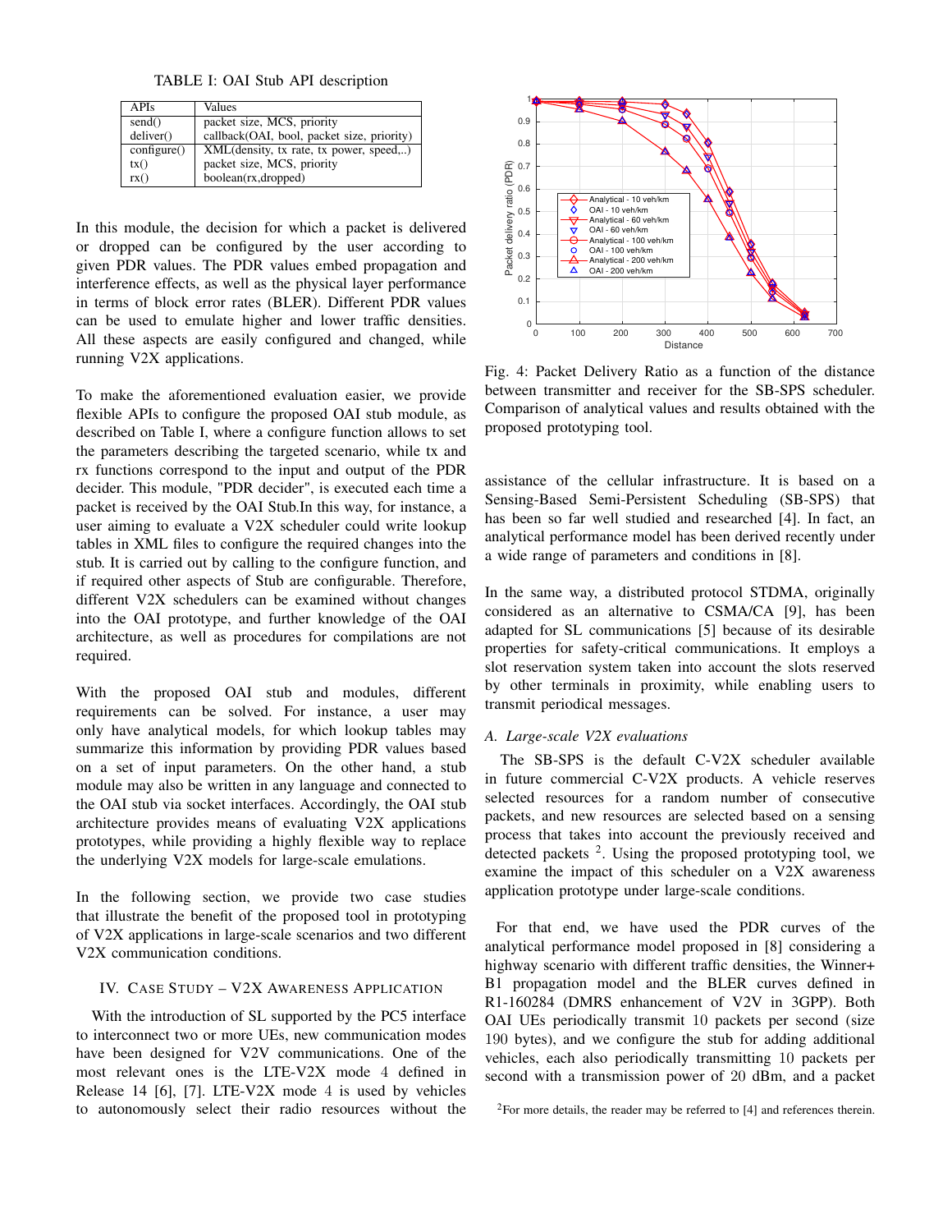TABLE I: OAI Stub API description

| APIs | Values |
|---|---|
| send() | packet size, MCS, priority |
| deliver() | callback(OAI, bool, packet size, priority) |
| configure() | XML(density, tx rate, tx power, speed,..) |
| tx() | packet size, MCS, priority |
| rx() | boolean(rx,dropped) |

In this module, the decision for which a packet is delivered or dropped can be configured by the user according to given PDR values. The PDR values embed propagation and interference effects, as well as the physical layer performance in terms of block error rates (BLER). Different PDR values can be used to emulate higher and lower traffic densities. All these aspects are easily configured and changed, while running V2X applications.

To make the aforementioned evaluation easier, we provide flexible APIs to configure the proposed OAI stub module, as described on Table I, where a configure function allows to set the parameters describing the targeted scenario, while tx and rx functions correspond to the input and output of the PDR decider. This module, "PDR decider", is executed each time a packet is received by the OAI Stub.In this way, for instance, a user aiming to evaluate a V2X scheduler could write lookup tables in XML files to configure the required changes into the stub. It is carried out by calling to the configure function, and if required other aspects of Stub are configurable. Therefore, different V2X schedulers can be examined without changes into the OAI prototype, and further knowledge of the OAI architecture, as well as procedures for compilations are not required.

With the proposed OAI stub and modules, different requirements can be solved. For instance, a user may only have analytical models, for which lookup tables may summarize this information by providing PDR values based on a set of input parameters. On the other hand, a stub module may also be written in any language and connected to the OAI stub via socket interfaces. Accordingly, the OAI stub architecture provides means of evaluating V2X applications prototypes, while providing a highly flexible way to replace the underlying V2X models for large-scale emulations.

In the following section, we provide two case studies that illustrate the benefit of the proposed tool in prototyping of V2X applications in large-scale scenarios and two different V2X communication conditions.

## IV. Case Study – V2X Awareness Application

With the introduction of SL supported by the PC5 interface to interconnect two or more UEs, new communication modes have been designed for V2V communications. One of the most relevant ones is the LTE-V2X mode 4 defined in Release 14 [6], [7]. LTE-V2X mode 4 is used by vehicles to autonomously select their radio resources without the assistance of the cellular infrastructure. It is based on a Sensing-Based Semi-Persistent Scheduling (SB-SPS) that has been so far well studied and researched [4]. In fact, an analytical performance model has been derived recently under a wide range of parameters and conditions in [8].

Fig. 4: Packet Delivery Ratio as a function of the distance between transmitter and receiver for the SB-SPS scheduler. Comparison of analytical values and results obtained with the proposed prototyping tool.

In the same way, a distributed protocol STDMA, originally considered as an alternative to CSMA/CA [9], has been adapted for SL communications [5] because of its desirable properties for safety-critical communications. It employs a slot reservation system taken into account the slots reserved by other terminals in proximity, while enabling users to transmit periodical messages.

### A. Large-scale V2X evaluations

The SB-SPS is the default C-V2X scheduler available in future commercial C-V2X products. A vehicle reserves selected resources for a random number of consecutive packets, and new resources are selected based on a sensing process that takes into account the previously received and detected packets [2]. Using the proposed prototyping tool, we examine the impact of this scheduler on a V2X awareness application prototype under large-scale conditions.

For that end, we have used the PDR curves of the analytical performance model proposed in [8] considering a highway scenario with different traffic densities, the Winner+ B1 propagation model and the BLER curves defined in R1-160284 (DMRS enhancement of V2V in 3GPP). Both OAI UEs periodically transmit 10 packets per second (size 190 bytes), and we configure the stub for adding additional vehicles, each also periodically transmitting 10 packets per second with a transmission power of 20 dBm, and a packet

[2]For more details, the reader may be referred to [4] and references therein.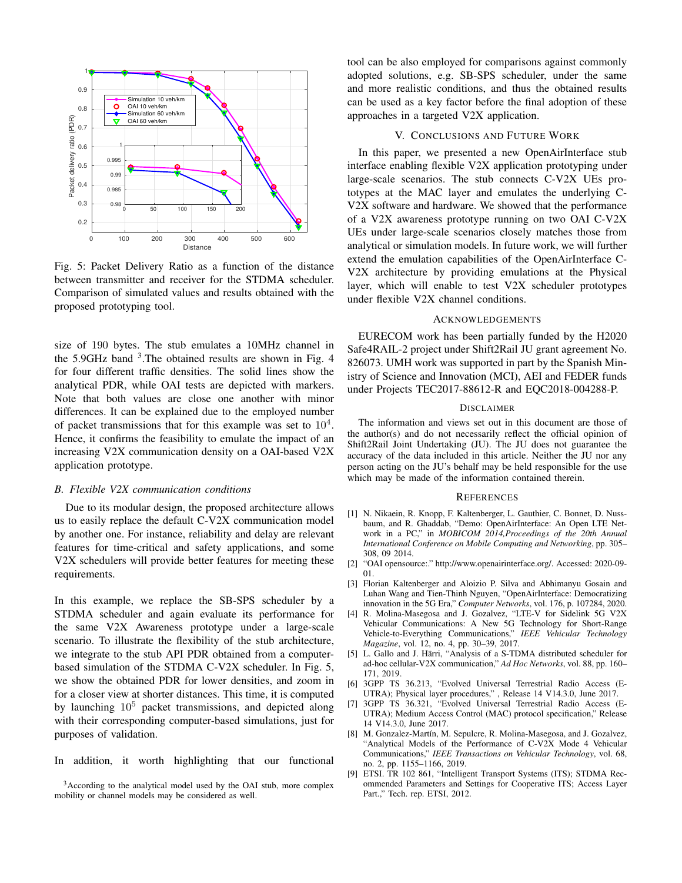1
0.9
0.8
0.7
0.6
0.5
0.4
0.3
0.2
0
100
200
300
400
500
600
Distance
Packet delivery ratio (PDR)
Simulation 10 veh/km
OAI 10 veh/km
Simulation 60 veh/km
OAI 60 veh/km
1
0.995
0.99
0.985
0.98
0
50
100
150
200

Fig. 5: Packet Delivery Ratio as a function of the distance between transmitter and receiver for the STDMA scheduler. Comparison of simulated values and results obtained with the proposed prototyping tool.

size of 190 bytes. The stub emulates a 10MHz channel in the 5.9GHz band [3].The obtained results are shown in Fig. 4 for four different traffic densities. The solid lines show the analytical PDR, while OAI tests are depicted with markers. Note that both values are close one another with minor differences. It can be explained due to the employed number of packet transmissions that for this example was set to $10^4$. Hence, it confirms the feasibility to emulate the impact of an increasing V2X communication density on a OAI-based V2X application prototype.

### *B. Flexible V2X communication conditions*

Due to its modular design, the proposed architecture allows us to easily replace the default C-V2X communication model by another one. For instance, reliability and delay are relevant features for time-critical and safety applications, and some V2X schedulers will provide better features for meeting these requirements.

In this example, we replace the SB-SPS scheduler by a STDMA scheduler and again evaluate its performance for the same V2X Awareness prototype under a large-scale scenario. To illustrate the flexibility of the stub architecture, we integrate to the stub API PDR obtained from a computer-based simulation of the STDMA C-V2X scheduler. In Fig. 5, we show the obtained PDR for lower densities, and zoom in for a closer view at shorter distances. This time, it is computed by launching $10^5$ packet transmissions, and depicted along with their corresponding computer-based simulations, just for purposes of validation.

In addition, it worth highlighting that our functional tool can be also employed for comparisons against commonly adopted solutions, e.g. SB-SPS scheduler, under the same and more realistic conditions, and thus the obtained results can be used as a key factor before the final adoption of these approaches in a targeted V2X application.

[3]According to the analytical model used by the OAI stub, more complex mobility or channel models may be considered as well.

## V. Conclusions and Future Work

In this paper, we presented a new OpenAirInterface stub interface enabling flexible V2X application prototyping under large-scale scenarios. The stub connects C-V2X UEs prototypes at the MAC layer and emulates the underlying C-V2X software and hardware. We showed that the performance of a V2X awareness prototype running on two OAI C-V2X UEs under large-scale scenarios closely matches those from analytical or simulation models. In future work, we will further extend the emulation capabilities of the OpenAirInterface C-V2X architecture by providing emulations at the Physical layer, which will enable to test V2X scheduler prototypes under flexible V2X channel conditions.

## Acknowledgements

EURECOM work has been partially funded by the H2020 Safe4RAIL-2 project under Shift2Rail JU grant agreement No. 826073. UMH work was supported in part by the Spanish Ministry of Science and Innovation (MCI), AEI and FEDER funds under Projects TEC2017-88612-R and EQC2018-004288-P.

## Disclaimer

The information and views set out in this document are those of the author(s) and do not necessarily reflect the official opinion of Shift2Rail Joint Undertaking (JU). The JU does not guarantee the accuracy of the data included in this article. Neither the JU nor any person acting on the JU's behalf may be held responsible for the use which may be made of the information contained therein.

## References

[1] N. Nikaein, R. Knopp, F. Kaltenberger, L. Gauthier, C. Bonnet, D. Nussbaum, and R. Ghaddab, "Demo: OpenAirInterface: An Open LTE Network in a PC," in *MOBICOM 2014,Proceedings of the 20th Annual International Conference on Mobile Computing and Networking*, pp. 305–308, 09 2014.

[2] "OAI opensource:." http://www.openairinterface.org/. Accessed: 2020-09-01.

[3] Florian Kaltenberger and Aloizio P. Silva and Abhimanyu Gosain and Luhan Wang and Tien-Thinh Nguyen, "OpenAirInterface: Democratizing innovation in the 5G Era," *Computer Networks*, vol. 176, p. 107284, 2020.

[4] R. Molina-Masegosa and J. Gozalvez, "LTE-V for Sidelink 5G V2X Vehicular Communications: A New 5G Technology for Short-Range Vehicle-to-Everything Communications," *IEEE Vehicular Technology Magazine*, vol. 12, no. 4, pp. 30–39, 2017.

[5] L. Gallo and J. Härri, "Analysis of a S-TDMA distributed scheduler for ad-hoc cellular-V2X communication," *Ad Hoc Networks*, vol. 88, pp. 160–171, 2019.

[6] 3GPP TS 36.213, "Evolved Universal Terrestrial Radio Access (E-UTRA); Physical layer procedures," , Release 14 V14.3.0, June 2017.

[7] 3GPP TS 36.321, "Evolved Universal Terrestrial Radio Access (E-UTRA); Medium Access Control (MAC) protocol specification," Release 14 V14.3.0, June 2017.

[8] M. Gonzalez-Martín, M. Sepulcre, R. Molina-Masegosa, and J. Gozalvez, "Analytical Models of the Performance of C-V2X Mode 4 Vehicular Communications," *IEEE Transactions on Vehicular Technology*, vol. 68, no. 2, pp. 1155–1166, 2019.

[9] ETSI. TR 102 861, "Intelligent Transport Systems (ITS); STDMA Recommended Parameters and Settings for Cooperative ITS; Access Layer Part.," Tech. rep. ETSI, 2012.